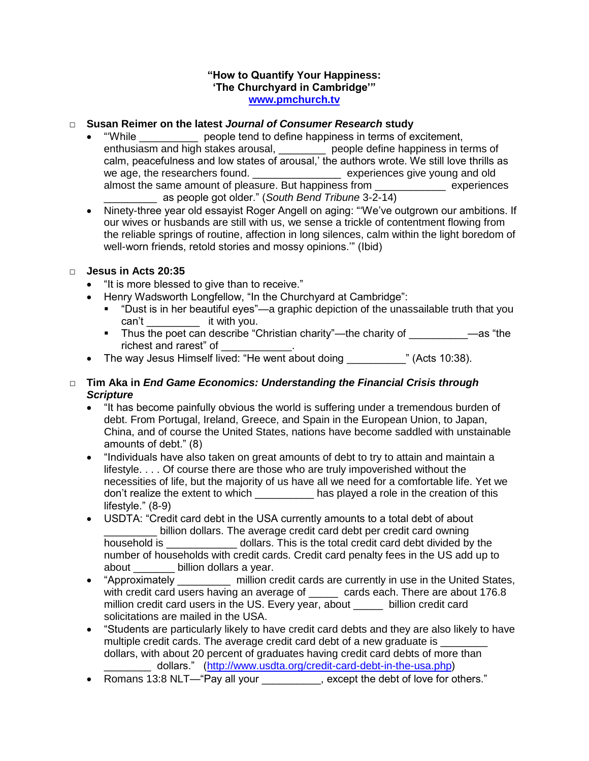**"How to Quantify Your Happiness:**
**'The Churchyard in Cambridge'"**
**[www.pmchurch.tv](http://www.pmchurch.tv)**

- **Susan Reimer on the latest *Journal of Consumer Research* study**
  - "'While __________ people tend to define happiness in terms of excitement, enthusiasm and high stakes arousal, ________ people define happiness in terms of calm, peacefulness and low states of arousal,' the authors wrote. We still love thrills as we age, the researchers found. _______________ experiences give young and old almost the same amount of pleasure. But happiness from ____________ experiences _________ as people got older." (*South Bend Tribune* 3-2-14)
  - Ninety-three year old essayist Roger Angell on aging: "'We've outgrown our ambitions. If our wives or husbands are still with us, we sense a trickle of contentment flowing from the reliable springs of routine, affection in long silences, calm within the light boredom of well-worn friends, retold stories and mossy opinions.'" (Ibid)

- **Jesus in Acts 20:35**
  - "It is more blessed to give than to receive."
  - Henry Wadsworth Longfellow, "In the Churchyard at Cambridge":
    - "Dust is in her beautiful eyes"—a graphic depiction of the unassailable truth that you can't _________ it with you.
    - Thus the poet can describe "Christian charity"—the charity of __________—as "the richest and rarest" of ____________.
  - The way Jesus Himself lived: "He went about doing __________" (Acts 10:38).

- **Tim Aka in *End Game Economics: Understanding the Financial Crisis through Scripture***
  - "It has become painfully obvious the world is suffering under a tremendous burden of debt. From Portugal, Ireland, Greece, and Spain in the European Union, to Japan, China, and of course the United States, nations have become saddled with unstainable amounts of debt." (8)
  - "Individuals have also taken on great amounts of debt to try to attain and maintain a lifestyle. . . . Of course there are those who are truly impoverished without the necessities of life, but the majority of us have all we need for a comfortable life. Yet we don't realize the extent to which __________ has played a role in the creation of this lifestyle." (8-9)
  - USDTA: "Credit card debt in the USA currently amounts to a total debt of about _________ billion dollars. The average credit card debt per credit card owning household is ____________ dollars. This is the total credit card debt divided by the number of households with credit cards. Credit card penalty fees in the US add up to about _______ billion dollars a year.
  - "Approximately _________ million credit cards are currently in use in the United States, with credit card users having an average of _____ cards each. There are about 176.8 million credit card users in the US. Every year, about _____ billion credit card solicitations are mailed in the USA.
  - "Students are particularly likely to have credit card debts and they are also likely to have multiple credit cards. The average credit card debt of a new graduate is ________ dollars, with about 20 percent of graduates having credit card debts of more than ________ dollars." ([http://www.usdta.org/credit-card-debt-in-the-usa.php](http://www.usdta.org/credit-card-debt-in-the-usa.php))
  - Romans 13:8 NLT—"Pay all your __________, except the debt of love for others."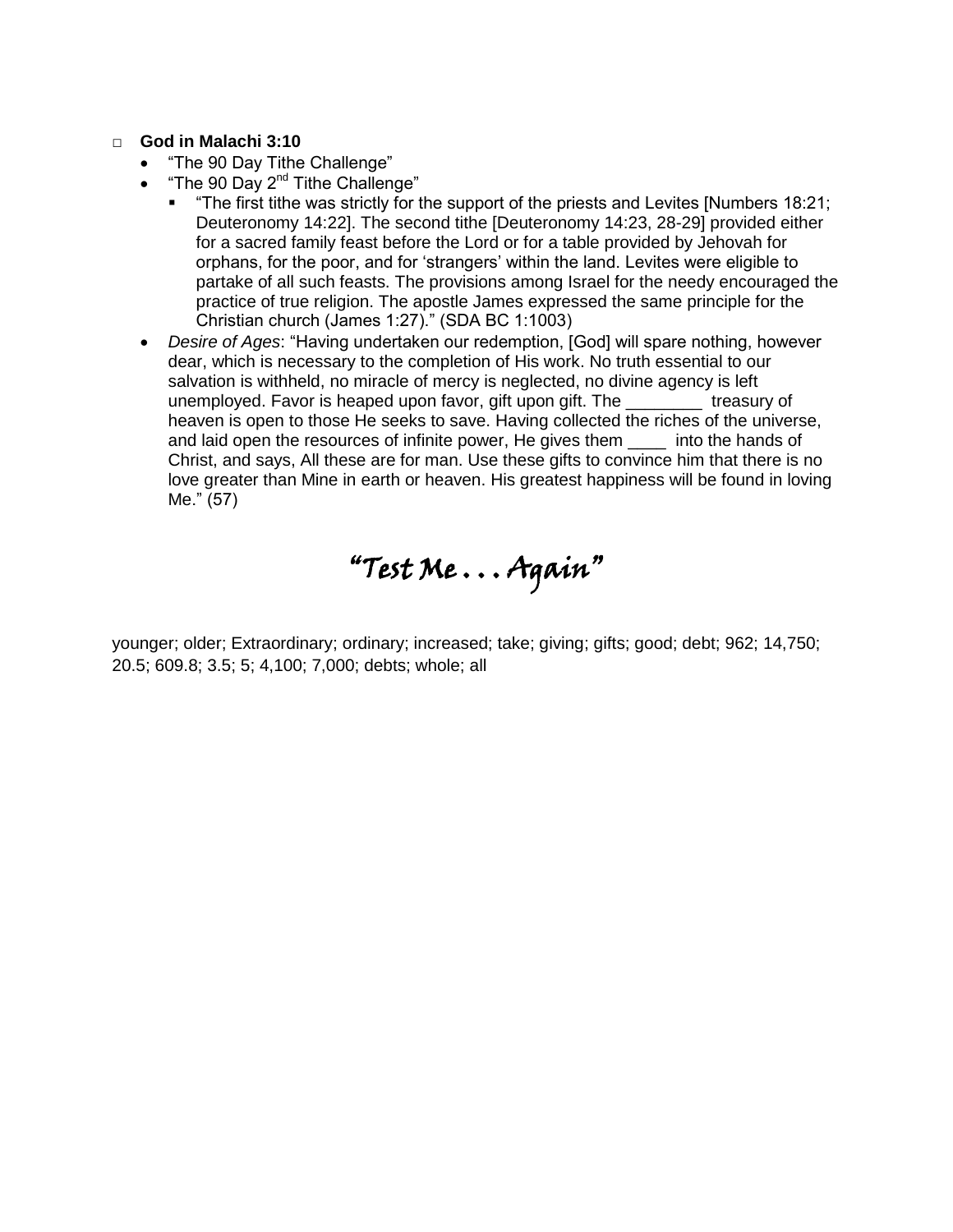- **God in Malachi 3:10**
  - "The 90 Day Tithe Challenge"
  - "The 90 Day 2nd Tithe Challenge"
    - "The first tithe was strictly for the support of the priests and Levites [Numbers 18:21; Deuteronomy 14:22]. The second tithe [Deuteronomy 14:23, 28-29] provided either for a sacred family feast before the Lord or for a table provided by Jehovah for orphans, for the poor, and for 'strangers' within the land. Levites were eligible to partake of all such feasts. The provisions among Israel for the needy encouraged the practice of true religion. The apostle James expressed the same principle for the Christian church (James 1:27)." (SDA BC 1:1003)
  - *Desire of Ages*: "Having undertaken our redemption, [God] will spare nothing, however dear, which is necessary to the completion of His work. No truth essential to our salvation is withheld, no miracle of mercy is neglected, no divine agency is left unemployed. Favor is heaped upon favor, gift upon gift. The ________ treasury of heaven is open to those He seeks to save. Having collected the riches of the universe, and laid open the resources of infinite power, He gives them ____ into the hands of Christ, and says, All these are for man. Use these gifts to convince him that there is no love greater than Mine in earth or heaven. His greatest happiness will be found in loving Me." (57)

# "Test Me . . . Again"

younger; older; Extraordinary; ordinary; increased; take; giving; gifts; good; debt; 962; 14,750; 20.5; 609.8; 3.5; 5; 4,100; 7,000; debts; whole; all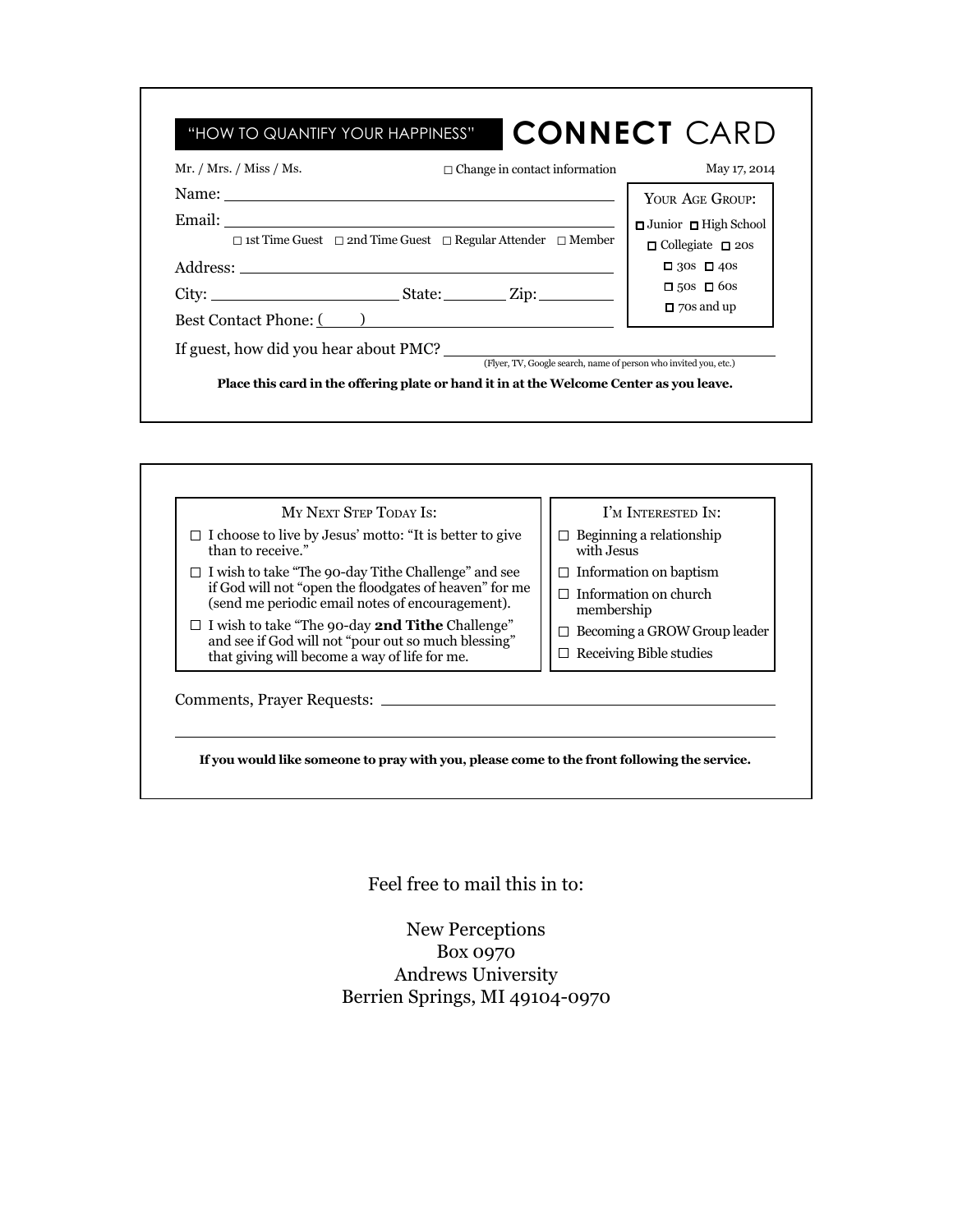"HOW TO QUANTIFY YOUR HAPPINESS" **CONNECT** CARD

Mr. / Mrs. / Miss / Ms. ☐ Change in contact information May 17, 2014

Name: ______________________________

Email: ______________________________

☐ 1st Time Guest ☐ 2nd Time Guest ☐ Regular Attender ☐ Member

Address: ______________________________

City: ______________ State: ________ Zip: ________

Best Contact Phone: (     )

If guest, how did you hear about PMC? ______________________________

(Flyer, TV, Google search, name of person who invited you, etc.)

YOUR AGE GROUP:

☐ Junior ☐ High School
☐ Collegiate ☐ 20s
☐ 30s ☐ 40s
☐ 50s ☐ 60s
☐ 70s and up

**Place this card in the offering plate or hand it in at the Welcome Center as you leave.**

MY NEXT STEP TODAY IS:

- ☐ I choose to live by Jesus' motto: "It is better to give than to receive."
- ☐ I wish to take "The 90-day Tithe Challenge" and see if God will not "open the floodgates of heaven" for me (send me periodic email notes of encouragement).
- ☐ I wish to take "The 90-day **2nd Tithe** Challenge" and see if God will not "pour out so much blessing" that giving will become a way of life for me.

I'M INTERESTED IN:

- ☐ Beginning a relationship with Jesus
- ☐ Information on baptism
- ☐ Information on church membership
- ☐ Becoming a GROW Group leader
- ☐ Receiving Bible studies

Comments, Prayer Requests: ______________________________

**If you would like someone to pray with you, please come to the front following the service.**

Feel free to mail this in to:

New Perceptions
Box 0970
Andrews University
Berrien Springs, MI 49104-0970